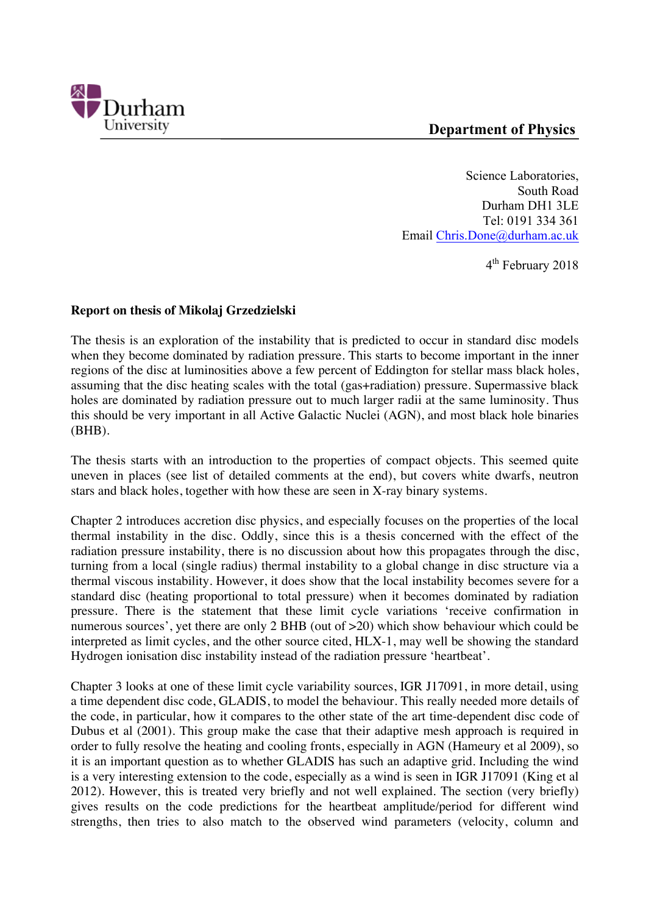Durham University

**Department of Physics**

Science Laboratories,
South Road
Durham DH1 3LE
Tel: 0191 334 361
Email Chris.Done@durham.ac.uk

4th February 2018

**Report on thesis of Mikolaj Grzedzielski**

The thesis is an exploration of the instability that is predicted to occur in standard disc models when they become dominated by radiation pressure. This starts to become important in the inner regions of the disc at luminosities above a few percent of Eddington for stellar mass black holes, assuming that the disc heating scales with the total (gas+radiation) pressure. Supermassive black holes are dominated by radiation pressure out to much larger radii at the same luminosity. Thus this should be very important in all Active Galactic Nuclei (AGN), and most black hole binaries (BHB).

The thesis starts with an introduction to the properties of compact objects. This seemed quite uneven in places (see list of detailed comments at the end), but covers white dwarfs, neutron stars and black holes, together with how these are seen in X-ray binary systems.

Chapter 2 introduces accretion disc physics, and especially focuses on the properties of the local thermal instability in the disc. Oddly, since this is a thesis concerned with the effect of the radiation pressure instability, there is no discussion about how this propagates through the disc, turning from a local (single radius) thermal instability to a global change in disc structure via a thermal viscous instability. However, it does show that the local instability becomes severe for a standard disc (heating proportional to total pressure) when it becomes dominated by radiation pressure. There is the statement that these limit cycle variations 'receive confirmation in numerous sources', yet there are only 2 BHB (out of >20) which show behaviour which could be interpreted as limit cycles, and the other source cited, HLX-1, may well be showing the standard Hydrogen ionisation disc instability instead of the radiation pressure 'heartbeat'.

Chapter 3 looks at one of these limit cycle variability sources, IGR J17091, in more detail, using a time dependent disc code, GLADIS, to model the behaviour. This really needed more details of the code, in particular, how it compares to the other state of the art time-dependent disc code of Dubus et al (2001). This group make the case that their adaptive mesh approach is required in order to fully resolve the heating and cooling fronts, especially in AGN (Hameury et al 2009), so it is an important question as to whether GLADIS has such an adaptive grid. Including the wind is a very interesting extension to the code, especially as a wind is seen in IGR J17091 (King et al 2012). However, this is treated very briefly and not well explained. The section (very briefly) gives results on the code predictions for the heartbeat amplitude/period for different wind strengths, then tries to also match to the observed wind parameters (velocity, column and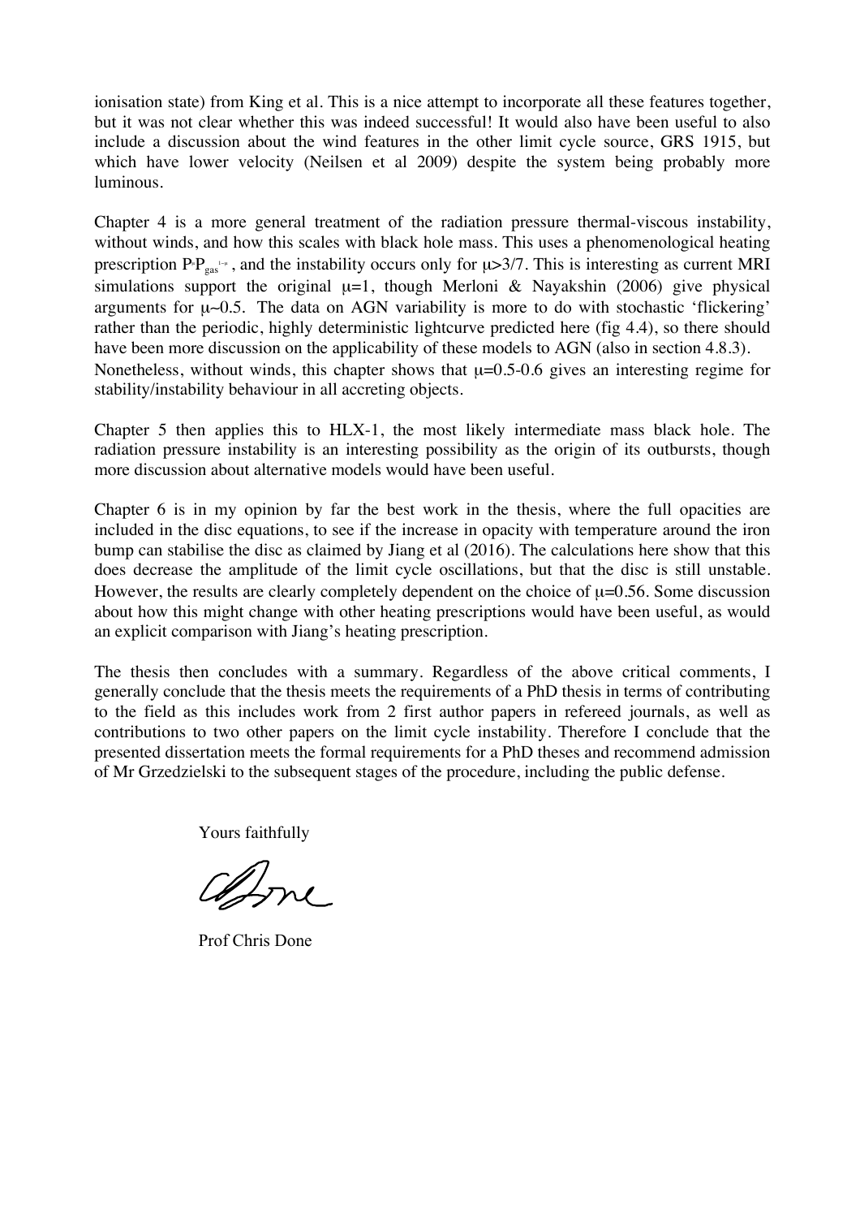ionisation state) from King et al. This is a nice attempt to incorporate all these features together, but it was not clear whether this was indeed successful! It would also have been useful to also include a discussion about the wind features in the other limit cycle source, GRS 1915, but which have lower velocity (Neilsen et al 2009) despite the system being probably more luminous.

Chapter 4 is a more general treatment of the radiation pressure thermal-viscous instability, without winds, and how this scales with black hole mass. This uses a phenomenological heating prescription $P^{\mu}P_{gas}^{1-\mu}$, and the instability occurs only for $\mu>3/7$. This is interesting as current MRI simulations support the original $\mu=1$, though Merloni & Nayakshin (2006) give physical arguments for $\mu\sim0.5$. The data on AGN variability is more to do with stochastic 'flickering' rather than the periodic, highly deterministic lightcurve predicted here (fig 4.4), so there should have been more discussion on the applicability of these models to AGN (also in section 4.8.3). Nonetheless, without winds, this chapter shows that $\mu=0.5$-$0.6$ gives an interesting regime for stability/instability behaviour in all accreting objects.

Chapter 5 then applies this to HLX-1, the most likely intermediate mass black hole. The radiation pressure instability is an interesting possibility as the origin of its outbursts, though more discussion about alternative models would have been useful.

Chapter 6 is in my opinion by far the best work in the thesis, where the full opacities are included in the disc equations, to see if the increase in opacity with temperature around the iron bump can stabilise the disc as claimed by Jiang et al (2016). The calculations here show that this does decrease the amplitude of the limit cycle oscillations, but that the disc is still unstable. However, the results are clearly completely dependent on the choice of $\mu=0.56$. Some discussion about how this might change with other heating prescriptions would have been useful, as would an explicit comparison with Jiang's heating prescription.

The thesis then concludes with a summary. Regardless of the above critical comments, I generally conclude that the thesis meets the requirements of a PhD thesis in terms of contributing to the field as this includes work from 2 first author papers in refereed journals, as well as contributions to two other papers on the limit cycle instability. Therefore I conclude that the presented dissertation meets the formal requirements for a PhD theses and recommend admission of Mr Grzedzielski to the subsequent stages of the procedure, including the public defense.

Yours faithfully

Prof Chris Done